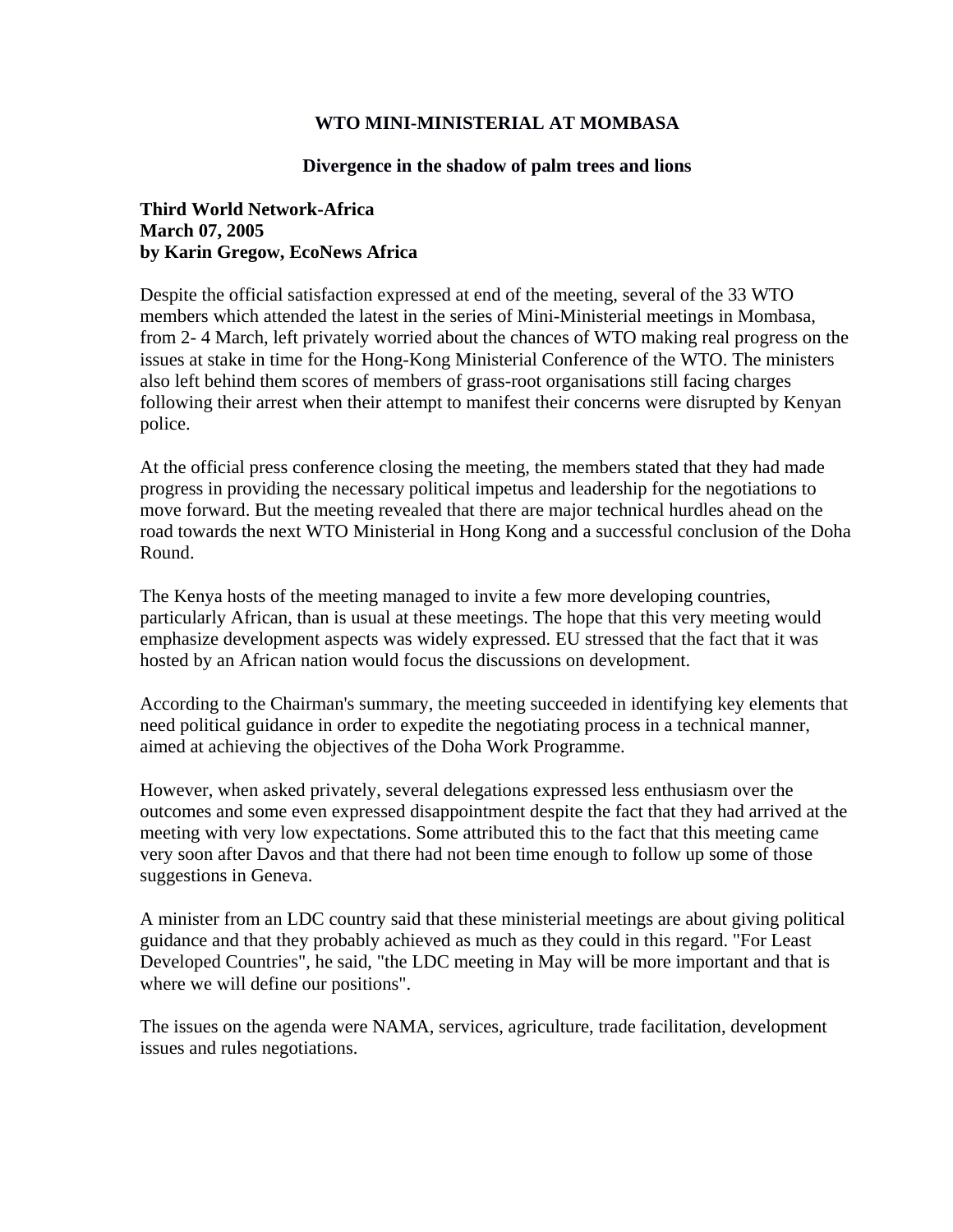# WTO MINI-MINISTERIAL AT MOMBASA

## Divergence in the shadow of palm trees and lions

**Third World Network-Africa**
**March 07, 2005**
**by Karin Gregow, EcoNews Africa**

Despite the official satisfaction expressed at end of the meeting, several of the 33 WTO members which attended the latest in the series of Mini-Ministerial meetings in Mombasa, from 2- 4 March, left privately worried about the chances of WTO making real progress on the issues at stake in time for the Hong-Kong Ministerial Conference of the WTO. The ministers also left behind them scores of members of grass-root organisations still facing charges following their arrest when their attempt to manifest their concerns were disrupted by Kenyan police.

At the official press conference closing the meeting, the members stated that they had made progress in providing the necessary political impetus and leadership for the negotiations to move forward. But the meeting revealed that there are major technical hurdles ahead on the road towards the next WTO Ministerial in Hong Kong and a successful conclusion of the Doha Round.

The Kenya hosts of the meeting managed to invite a few more developing countries, particularly African, than is usual at these meetings. The hope that this very meeting would emphasize development aspects was widely expressed. EU stressed that the fact that it was hosted by an African nation would focus the discussions on development.

According to the Chairman's summary, the meeting succeeded in identifying key elements that need political guidance in order to expedite the negotiating process in a technical manner, aimed at achieving the objectives of the Doha Work Programme.

However, when asked privately, several delegations expressed less enthusiasm over the outcomes and some even expressed disappointment despite the fact that they had arrived at the meeting with very low expectations. Some attributed this to the fact that this meeting came very soon after Davos and that there had not been time enough to follow up some of those suggestions in Geneva.

A minister from an LDC country said that these ministerial meetings are about giving political guidance and that they probably achieved as much as they could in this regard. "For Least Developed Countries", he said, "the LDC meeting in May will be more important and that is where we will define our positions".

The issues on the agenda were NAMA, services, agriculture, trade facilitation, development issues and rules negotiations.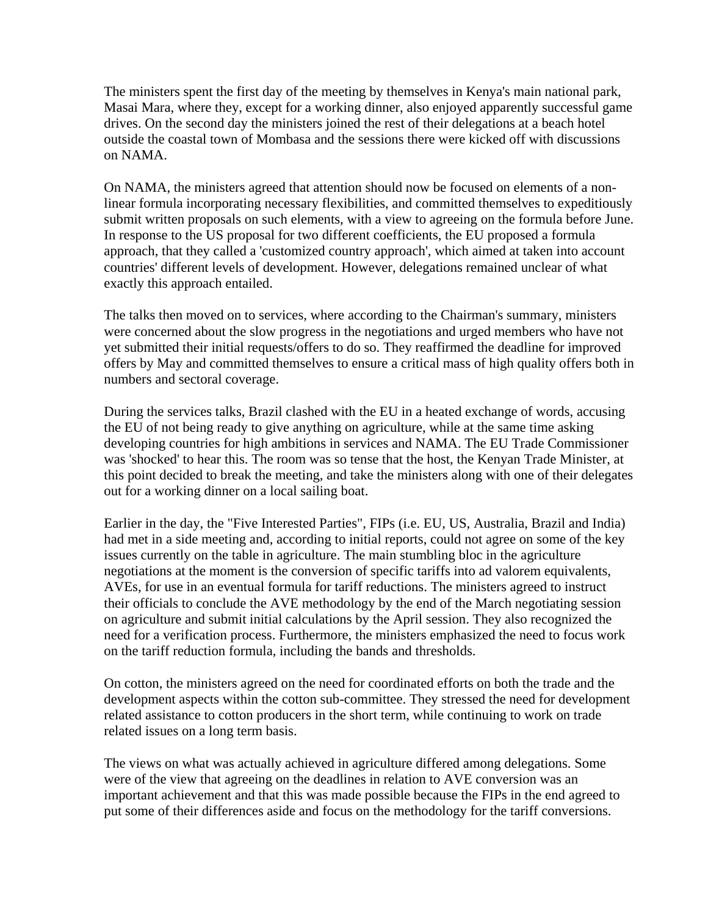The ministers spent the first day of the meeting by themselves in Kenya's main national park, Masai Mara, where they, except for a working dinner, also enjoyed apparently successful game drives. On the second day the ministers joined the rest of their delegations at a beach hotel outside the coastal town of Mombasa and the sessions there were kicked off with discussions on NAMA.

On NAMA, the ministers agreed that attention should now be focused on elements of a non-linear formula incorporating necessary flexibilities, and committed themselves to expeditiously submit written proposals on such elements, with a view to agreeing on the formula before June. In response to the US proposal for two different coefficients, the EU proposed a formula approach, that they called a 'customized country approach', which aimed at taken into account countries' different levels of development. However, delegations remained unclear of what exactly this approach entailed.

The talks then moved on to services, where according to the Chairman's summary, ministers were concerned about the slow progress in the negotiations and urged members who have not yet submitted their initial requests/offers to do so. They reaffirmed the deadline for improved offers by May and committed themselves to ensure a critical mass of high quality offers both in numbers and sectoral coverage.

During the services talks, Brazil clashed with the EU in a heated exchange of words, accusing the EU of not being ready to give anything on agriculture, while at the same time asking developing countries for high ambitions in services and NAMA. The EU Trade Commissioner was 'shocked' to hear this. The room was so tense that the host, the Kenyan Trade Minister, at this point decided to break the meeting, and take the ministers along with one of their delegates out for a working dinner on a local sailing boat.

Earlier in the day, the "Five Interested Parties", FIPs (i.e. EU, US, Australia, Brazil and India) had met in a side meeting and, according to initial reports, could not agree on some of the key issues currently on the table in agriculture. The main stumbling bloc in the agriculture negotiations at the moment is the conversion of specific tariffs into ad valorem equivalents, AVEs, for use in an eventual formula for tariff reductions. The ministers agreed to instruct their officials to conclude the AVE methodology by the end of the March negotiating session on agriculture and submit initial calculations by the April session. They also recognized the need for a verification process. Furthermore, the ministers emphasized the need to focus work on the tariff reduction formula, including the bands and thresholds.

On cotton, the ministers agreed on the need for coordinated efforts on both the trade and the development aspects within the cotton sub-committee. They stressed the need for development related assistance to cotton producers in the short term, while continuing to work on trade related issues on a long term basis.

The views on what was actually achieved in agriculture differed among delegations. Some were of the view that agreeing on the deadlines in relation to AVE conversion was an important achievement and that this was made possible because the FIPs in the end agreed to put some of their differences aside and focus on the methodology for the tariff conversions.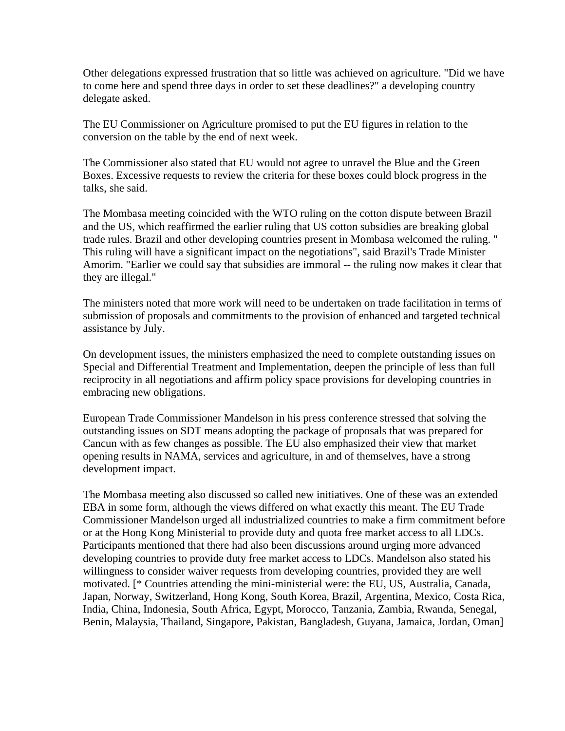Other delegations expressed frustration that so little was achieved on agriculture. "Did we have to come here and spend three days in order to set these deadlines?" a developing country delegate asked.

The EU Commissioner on Agriculture promised to put the EU figures in relation to the conversion on the table by the end of next week.

The Commissioner also stated that EU would not agree to unravel the Blue and the Green Boxes. Excessive requests to review the criteria for these boxes could block progress in the talks, she said.

The Mombasa meeting coincided with the WTO ruling on the cotton dispute between Brazil and the US, which reaffirmed the earlier ruling that US cotton subsidies are breaking global trade rules. Brazil and other developing countries present in Mombasa welcomed the ruling. " This ruling will have a significant impact on the negotiations", said Brazil's Trade Minister Amorim. "Earlier we could say that subsidies are immoral -- the ruling now makes it clear that they are illegal."

The ministers noted that more work will need to be undertaken on trade facilitation in terms of submission of proposals and commitments to the provision of enhanced and targeted technical assistance by July.

On development issues, the ministers emphasized the need to complete outstanding issues on Special and Differential Treatment and Implementation, deepen the principle of less than full reciprocity in all negotiations and affirm policy space provisions for developing countries in embracing new obligations.

European Trade Commissioner Mandelson in his press conference stressed that solving the outstanding issues on SDT means adopting the package of proposals that was prepared for Cancun with as few changes as possible. The EU also emphasized their view that market opening results in NAMA, services and agriculture, in and of themselves, have a strong development impact.

The Mombasa meeting also discussed so called new initiatives. One of these was an extended EBA in some form, although the views differed on what exactly this meant. The EU Trade Commissioner Mandelson urged all industrialized countries to make a firm commitment before or at the Hong Kong Ministerial to provide duty and quota free market access to all LDCs. Participants mentioned that there had also been discussions around urging more advanced developing countries to provide duty free market access to LDCs. Mandelson also stated his willingness to consider waiver requests from developing countries, provided they are well motivated. [* Countries attending the mini-ministerial were: the EU, US, Australia, Canada, Japan, Norway, Switzerland, Hong Kong, South Korea, Brazil, Argentina, Mexico, Costa Rica, India, China, Indonesia, South Africa, Egypt, Morocco, Tanzania, Zambia, Rwanda, Senegal, Benin, Malaysia, Thailand, Singapore, Pakistan, Bangladesh, Guyana, Jamaica, Jordan, Oman]